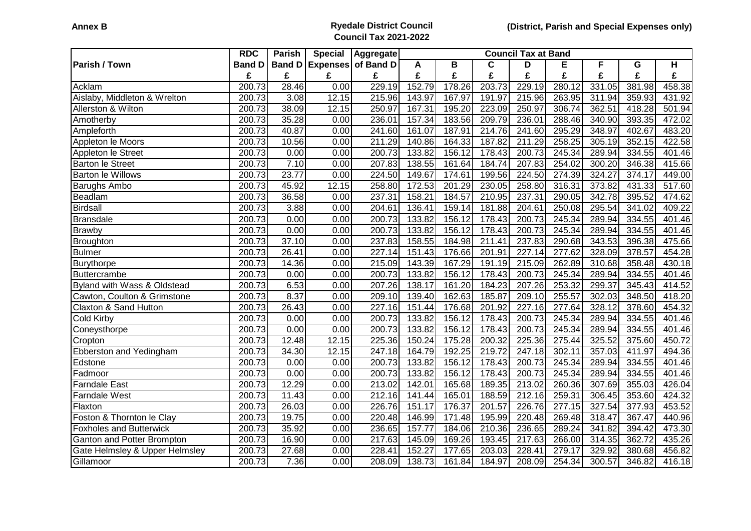**Annex B**

# Ryedale District Council
## Council Tax 2021-2022

**(District, Parish and Special Expenses only)**

| Parish / Town | RDC Band D | Parish Band D | Special Expenses | Aggregate of Band D | Council Tax at Band A | B | C | D | E | F | G | H |
|---|---|---|---|---|---|---|---|---|---|---|---|---|
| | £ | £ | £ | £ | £ | £ | £ | £ | £ | £ | £ | £ |
| Acklam | 200.73 | 28.46 | 0.00 | 229.19 | 152.79 | 178.26 | 203.73 | 229.19 | 280.12 | 331.05 | 381.98 | 458.38 |
| Aislaby, Middleton & Wrelton | 200.73 | 3.08 | 12.15 | 215.96 | 143.97 | 167.97 | 191.97 | 215.96 | 263.95 | 311.94 | 359.93 | 431.92 |
| Allerston & Wilton | 200.73 | 38.09 | 12.15 | 250.97 | 167.31 | 195.20 | 223.09 | 250.97 | 306.74 | 362.51 | 418.28 | 501.94 |
| Amotherby | 200.73 | 35.28 | 0.00 | 236.01 | 157.34 | 183.56 | 209.79 | 236.01 | 288.46 | 340.90 | 393.35 | 472.02 |
| Ampleforth | 200.73 | 40.87 | 0.00 | 241.60 | 161.07 | 187.91 | 214.76 | 241.60 | 295.29 | 348.97 | 402.67 | 483.20 |
| Appleton le Moors | 200.73 | 10.56 | 0.00 | 211.29 | 140.86 | 164.33 | 187.82 | 211.29 | 258.25 | 305.19 | 352.15 | 422.58 |
| Appleton le Street | 200.73 | 0.00 | 0.00 | 200.73 | 133.82 | 156.12 | 178.43 | 200.73 | 245.34 | 289.94 | 334.55 | 401.46 |
| Barton le Street | 200.73 | 7.10 | 0.00 | 207.83 | 138.55 | 161.64 | 184.74 | 207.83 | 254.02 | 300.20 | 346.38 | 415.66 |
| Barton le Willows | 200.73 | 23.77 | 0.00 | 224.50 | 149.67 | 174.61 | 199.56 | 224.50 | 274.39 | 324.27 | 374.17 | 449.00 |
| Barughs Ambo | 200.73 | 45.92 | 12.15 | 258.80 | 172.53 | 201.29 | 230.05 | 258.80 | 316.31 | 373.82 | 431.33 | 517.60 |
| Beadlam | 200.73 | 36.58 | 0.00 | 237.31 | 158.21 | 184.57 | 210.95 | 237.31 | 290.05 | 342.78 | 395.52 | 474.62 |
| Birdsall | 200.73 | 3.88 | 0.00 | 204.61 | 136.41 | 159.14 | 181.88 | 204.61 | 250.08 | 295.54 | 341.02 | 409.22 |
| Bransdale | 200.73 | 0.00 | 0.00 | 200.73 | 133.82 | 156.12 | 178.43 | 200.73 | 245.34 | 289.94 | 334.55 | 401.46 |
| Brawby | 200.73 | 0.00 | 0.00 | 200.73 | 133.82 | 156.12 | 178.43 | 200.73 | 245.34 | 289.94 | 334.55 | 401.46 |
| Broughton | 200.73 | 37.10 | 0.00 | 237.83 | 158.55 | 184.98 | 211.41 | 237.83 | 290.68 | 343.53 | 396.38 | 475.66 |
| Bulmer | 200.73 | 26.41 | 0.00 | 227.14 | 151.43 | 176.66 | 201.91 | 227.14 | 277.62 | 328.09 | 378.57 | 454.28 |
| Burythorpe | 200.73 | 14.36 | 0.00 | 215.09 | 143.39 | 167.29 | 191.19 | 215.09 | 262.89 | 310.68 | 358.48 | 430.18 |
| Buttercrambe | 200.73 | 0.00 | 0.00 | 200.73 | 133.82 | 156.12 | 178.43 | 200.73 | 245.34 | 289.94 | 334.55 | 401.46 |
| Byland with Wass & Oldstead | 200.73 | 6.53 | 0.00 | 207.26 | 138.17 | 161.20 | 184.23 | 207.26 | 253.32 | 299.37 | 345.43 | 414.52 |
| Cawton, Coulton & Grimstone | 200.73 | 8.37 | 0.00 | 209.10 | 139.40 | 162.63 | 185.87 | 209.10 | 255.57 | 302.03 | 348.50 | 418.20 |
| Claxton & Sand Hutton | 200.73 | 26.43 | 0.00 | 227.16 | 151.44 | 176.68 | 201.92 | 227.16 | 277.64 | 328.12 | 378.60 | 454.32 |
| Cold Kirby | 200.73 | 0.00 | 0.00 | 200.73 | 133.82 | 156.12 | 178.43 | 200.73 | 245.34 | 289.94 | 334.55 | 401.46 |
| Coneysthorpe | 200.73 | 0.00 | 0.00 | 200.73 | 133.82 | 156.12 | 178.43 | 200.73 | 245.34 | 289.94 | 334.55 | 401.46 |
| Cropton | 200.73 | 12.48 | 12.15 | 225.36 | 150.24 | 175.28 | 200.32 | 225.36 | 275.44 | 325.52 | 375.60 | 450.72 |
| Ebberston and Yedingham | 200.73 | 34.30 | 12.15 | 247.18 | 164.79 | 192.25 | 219.72 | 247.18 | 302.11 | 357.03 | 411.97 | 494.36 |
| Edstone | 200.73 | 0.00 | 0.00 | 200.73 | 133.82 | 156.12 | 178.43 | 200.73 | 245.34 | 289.94 | 334.55 | 401.46 |
| Fadmoor | 200.73 | 0.00 | 0.00 | 200.73 | 133.82 | 156.12 | 178.43 | 200.73 | 245.34 | 289.94 | 334.55 | 401.46 |
| Farndale East | 200.73 | 12.29 | 0.00 | 213.02 | 142.01 | 165.68 | 189.35 | 213.02 | 260.36 | 307.69 | 355.03 | 426.04 |
| Farndale West | 200.73 | 11.43 | 0.00 | 212.16 | 141.44 | 165.01 | 188.59 | 212.16 | 259.31 | 306.45 | 353.60 | 424.32 |
| Flaxton | 200.73 | 26.03 | 0.00 | 226.76 | 151.17 | 176.37 | 201.57 | 226.76 | 277.15 | 327.54 | 377.93 | 453.52 |
| Foston & Thornton le Clay | 200.73 | 19.75 | 0.00 | 220.48 | 146.99 | 171.48 | 195.99 | 220.48 | 269.48 | 318.47 | 367.47 | 440.96 |
| Foxholes and Butterwick | 200.73 | 35.92 | 0.00 | 236.65 | 157.77 | 184.06 | 210.36 | 236.65 | 289.24 | 341.82 | 394.42 | 473.30 |
| Ganton and Potter Brompton | 200.73 | 16.90 | 0.00 | 217.63 | 145.09 | 169.26 | 193.45 | 217.63 | 266.00 | 314.35 | 362.72 | 435.26 |
| Gate Helmsley & Upper Helmsley | 200.73 | 27.68 | 0.00 | 228.41 | 152.27 | 177.65 | 203.03 | 228.41 | 279.17 | 329.92 | 380.68 | 456.82 |
| Gillamoor | 200.73 | 7.36 | 0.00 | 208.09 | 138.73 | 161.84 | 184.97 | 208.09 | 254.34 | 300.57 | 346.82 | 416.18 |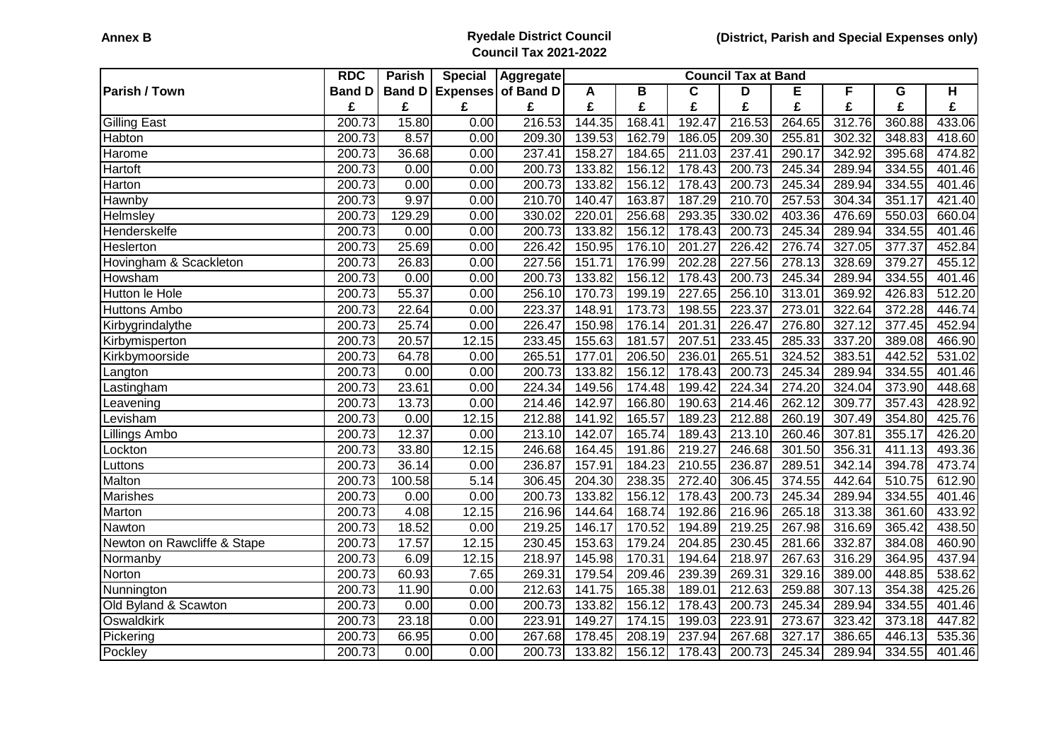**Annex B**

**Ryedale District Council**
**Council Tax 2021-2022**

**(District, Parish and Special Expenses only)**

| Parish / Town | RDC Band D £ | Parish Band D £ | Special Expenses £ | Aggregate of Band D £ | Council Tax at Band A £ | B £ | C £ | D £ | E £ | F £ | G £ | H £ |
|---|---|---|---|---|---|---|---|---|---|---|---|---|
| Gilling East | 200.73 | 15.80 | 0.00 | 216.53 | 144.35 | 168.41 | 192.47 | 216.53 | 264.65 | 312.76 | 360.88 | 433.06 |
| Habton | 200.73 | 8.57 | 0.00 | 209.30 | 139.53 | 162.79 | 186.05 | 209.30 | 255.81 | 302.32 | 348.83 | 418.60 |
| Harome | 200.73 | 36.68 | 0.00 | 237.41 | 158.27 | 184.65 | 211.03 | 237.41 | 290.17 | 342.92 | 395.68 | 474.82 |
| Hartoft | 200.73 | 0.00 | 0.00 | 200.73 | 133.82 | 156.12 | 178.43 | 200.73 | 245.34 | 289.94 | 334.55 | 401.46 |
| Harton | 200.73 | 0.00 | 0.00 | 200.73 | 133.82 | 156.12 | 178.43 | 200.73 | 245.34 | 289.94 | 334.55 | 401.46 |
| Hawnby | 200.73 | 9.97 | 0.00 | 210.70 | 140.47 | 163.87 | 187.29 | 210.70 | 257.53 | 304.34 | 351.17 | 421.40 |
| Helmsley | 200.73 | 129.29 | 0.00 | 330.02 | 220.01 | 256.68 | 293.35 | 330.02 | 403.36 | 476.69 | 550.03 | 660.04 |
| Henderskelfe | 200.73 | 0.00 | 0.00 | 200.73 | 133.82 | 156.12 | 178.43 | 200.73 | 245.34 | 289.94 | 334.55 | 401.46 |
| Heslerton | 200.73 | 25.69 | 0.00 | 226.42 | 150.95 | 176.10 | 201.27 | 226.42 | 276.74 | 327.05 | 377.37 | 452.84 |
| Hovingham & Scackleton | 200.73 | 26.83 | 0.00 | 227.56 | 151.71 | 176.99 | 202.28 | 227.56 | 278.13 | 328.69 | 379.27 | 455.12 |
| Howsham | 200.73 | 0.00 | 0.00 | 200.73 | 133.82 | 156.12 | 178.43 | 200.73 | 245.34 | 289.94 | 334.55 | 401.46 |
| Hutton le Hole | 200.73 | 55.37 | 0.00 | 256.10 | 170.73 | 199.19 | 227.65 | 256.10 | 313.01 | 369.92 | 426.83 | 512.20 |
| Huttons Ambo | 200.73 | 22.64 | 0.00 | 223.37 | 148.91 | 173.73 | 198.55 | 223.37 | 273.01 | 322.64 | 372.28 | 446.74 |
| Kirbygrindalythe | 200.73 | 25.74 | 0.00 | 226.47 | 150.98 | 176.14 | 201.31 | 226.47 | 276.80 | 327.12 | 377.45 | 452.94 |
| Kirbymisperton | 200.73 | 20.57 | 12.15 | 233.45 | 155.63 | 181.57 | 207.51 | 233.45 | 285.33 | 337.20 | 389.08 | 466.90 |
| Kirkbymoorside | 200.73 | 64.78 | 0.00 | 265.51 | 177.01 | 206.50 | 236.01 | 265.51 | 324.52 | 383.51 | 442.52 | 531.02 |
| Langton | 200.73 | 0.00 | 0.00 | 200.73 | 133.82 | 156.12 | 178.43 | 200.73 | 245.34 | 289.94 | 334.55 | 401.46 |
| Lastingham | 200.73 | 23.61 | 0.00 | 224.34 | 149.56 | 174.48 | 199.42 | 224.34 | 274.20 | 324.04 | 373.90 | 448.68 |
| Leavening | 200.73 | 13.73 | 0.00 | 214.46 | 142.97 | 166.80 | 190.63 | 214.46 | 262.12 | 309.77 | 357.43 | 428.92 |
| Levisham | 200.73 | 0.00 | 12.15 | 212.88 | 141.92 | 165.57 | 189.23 | 212.88 | 260.19 | 307.49 | 354.80 | 425.76 |
| Lillings Ambo | 200.73 | 12.37 | 0.00 | 213.10 | 142.07 | 165.74 | 189.43 | 213.10 | 260.46 | 307.81 | 355.17 | 426.20 |
| Lockton | 200.73 | 33.80 | 12.15 | 246.68 | 164.45 | 191.86 | 219.27 | 246.68 | 301.50 | 356.31 | 411.13 | 493.36 |
| Luttons | 200.73 | 36.14 | 0.00 | 236.87 | 157.91 | 184.23 | 210.55 | 236.87 | 289.51 | 342.14 | 394.78 | 473.74 |
| Malton | 200.73 | 100.58 | 5.14 | 306.45 | 204.30 | 238.35 | 272.40 | 306.45 | 374.55 | 442.64 | 510.75 | 612.90 |
| Marishes | 200.73 | 0.00 | 0.00 | 200.73 | 133.82 | 156.12 | 178.43 | 200.73 | 245.34 | 289.94 | 334.55 | 401.46 |
| Marton | 200.73 | 4.08 | 12.15 | 216.96 | 144.64 | 168.74 | 192.86 | 216.96 | 265.18 | 313.38 | 361.60 | 433.92 |
| Nawton | 200.73 | 18.52 | 0.00 | 219.25 | 146.17 | 170.52 | 194.89 | 219.25 | 267.98 | 316.69 | 365.42 | 438.50 |
| Newton on Rawcliffe & Stape | 200.73 | 17.57 | 12.15 | 230.45 | 153.63 | 179.24 | 204.85 | 230.45 | 281.66 | 332.87 | 384.08 | 460.90 |
| Normanby | 200.73 | 6.09 | 12.15 | 218.97 | 145.98 | 170.31 | 194.64 | 218.97 | 267.63 | 316.29 | 364.95 | 437.94 |
| Norton | 200.73 | 60.93 | 7.65 | 269.31 | 179.54 | 209.46 | 239.39 | 269.31 | 329.16 | 389.00 | 448.85 | 538.62 |
| Nunnington | 200.73 | 11.90 | 0.00 | 212.63 | 141.75 | 165.38 | 189.01 | 212.63 | 259.88 | 307.13 | 354.38 | 425.26 |
| Old Byland & Scawton | 200.73 | 0.00 | 0.00 | 200.73 | 133.82 | 156.12 | 178.43 | 200.73 | 245.34 | 289.94 | 334.55 | 401.46 |
| Oswaldkirk | 200.73 | 23.18 | 0.00 | 223.91 | 149.27 | 174.15 | 199.03 | 223.91 | 273.67 | 323.42 | 373.18 | 447.82 |
| Pickering | 200.73 | 66.95 | 0.00 | 267.68 | 178.45 | 208.19 | 237.94 | 267.68 | 327.17 | 386.65 | 446.13 | 535.36 |
| Pockley | 200.73 | 0.00 | 0.00 | 200.73 | 133.82 | 156.12 | 178.43 | 200.73 | 245.34 | 289.94 | 334.55 | 401.46 |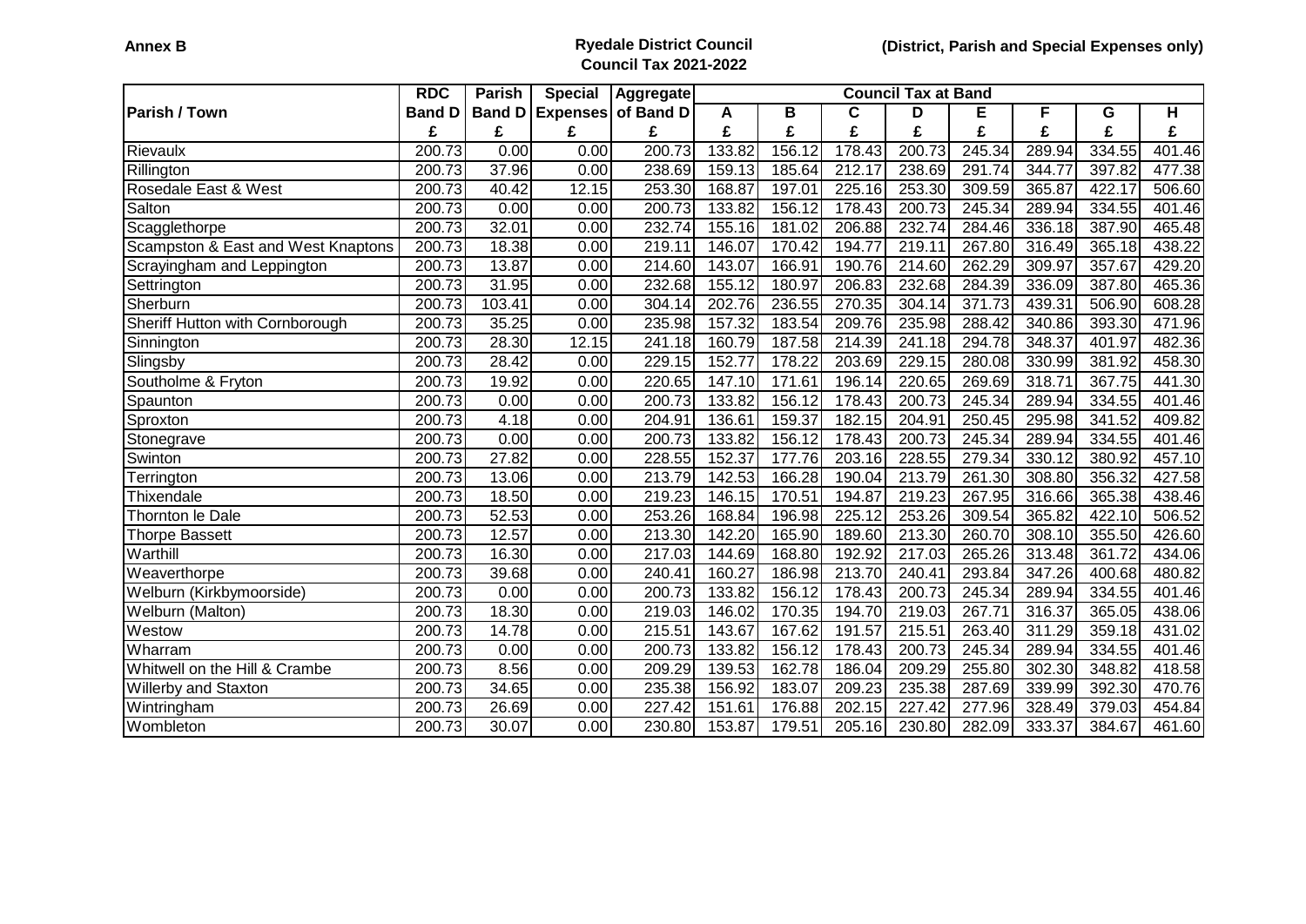Annex B

**Ryedale District Council**
**Council Tax 2021-2022**

**(District, Parish and Special Expenses only)**

| Parish / Town | RDC Band D | Parish Band D | Special Expenses | Aggregate of Band D | Council Tax at Band A | B | C | D | E | F | G | H |
|---|---|---|---|---|---|---|---|---|---|---|---|---|
| | £ | £ | £ | £ | £ | £ | £ | £ | £ | £ | £ | £ |
| Rievaulx | 200.73 | 0.00 | 0.00 | 200.73 | 133.82 | 156.12 | 178.43 | 200.73 | 245.34 | 289.94 | 334.55 | 401.46 |
| Rillington | 200.73 | 37.96 | 0.00 | 238.69 | 159.13 | 185.64 | 212.17 | 238.69 | 291.74 | 344.77 | 397.82 | 477.38 |
| Rosedale East & West | 200.73 | 40.42 | 12.15 | 253.30 | 168.87 | 197.01 | 225.16 | 253.30 | 309.59 | 365.87 | 422.17 | 506.60 |
| Salton | 200.73 | 0.00 | 0.00 | 200.73 | 133.82 | 156.12 | 178.43 | 200.73 | 245.34 | 289.94 | 334.55 | 401.46 |
| Scagglethorpe | 200.73 | 32.01 | 0.00 | 232.74 | 155.16 | 181.02 | 206.88 | 232.74 | 284.46 | 336.18 | 387.90 | 465.48 |
| Scampston & East and West Knaptons | 200.73 | 18.38 | 0.00 | 219.11 | 146.07 | 170.42 | 194.77 | 219.11 | 267.80 | 316.49 | 365.18 | 438.22 |
| Scrayingham and Leppington | 200.73 | 13.87 | 0.00 | 214.60 | 143.07 | 166.91 | 190.76 | 214.60 | 262.29 | 309.97 | 357.67 | 429.20 |
| Settrington | 200.73 | 31.95 | 0.00 | 232.68 | 155.12 | 180.97 | 206.83 | 232.68 | 284.39 | 336.09 | 387.80 | 465.36 |
| Sherburn | 200.73 | 103.41 | 0.00 | 304.14 | 202.76 | 236.55 | 270.35 | 304.14 | 371.73 | 439.31 | 506.90 | 608.28 |
| Sheriff Hutton with Cornborough | 200.73 | 35.25 | 0.00 | 235.98 | 157.32 | 183.54 | 209.76 | 235.98 | 288.42 | 340.86 | 393.30 | 471.96 |
| Sinnington | 200.73 | 28.30 | 12.15 | 241.18 | 160.79 | 187.58 | 214.39 | 241.18 | 294.78 | 348.37 | 401.97 | 482.36 |
| Slingsby | 200.73 | 28.42 | 0.00 | 229.15 | 152.77 | 178.22 | 203.69 | 229.15 | 280.08 | 330.99 | 381.92 | 458.30 |
| Southolme & Fryton | 200.73 | 19.92 | 0.00 | 220.65 | 147.10 | 171.61 | 196.14 | 220.65 | 269.69 | 318.71 | 367.75 | 441.30 |
| Spaunton | 200.73 | 0.00 | 0.00 | 200.73 | 133.82 | 156.12 | 178.43 | 200.73 | 245.34 | 289.94 | 334.55 | 401.46 |
| Sproxton | 200.73 | 4.18 | 0.00 | 204.91 | 136.61 | 159.37 | 182.15 | 204.91 | 250.45 | 295.98 | 341.52 | 409.82 |
| Stonegrave | 200.73 | 0.00 | 0.00 | 200.73 | 133.82 | 156.12 | 178.43 | 200.73 | 245.34 | 289.94 | 334.55 | 401.46 |
| Swinton | 200.73 | 27.82 | 0.00 | 228.55 | 152.37 | 177.76 | 203.16 | 228.55 | 279.34 | 330.12 | 380.92 | 457.10 |
| Terrington | 200.73 | 13.06 | 0.00 | 213.79 | 142.53 | 166.28 | 190.04 | 213.79 | 261.30 | 308.80 | 356.32 | 427.58 |
| Thixendale | 200.73 | 18.50 | 0.00 | 219.23 | 146.15 | 170.51 | 194.87 | 219.23 | 267.95 | 316.66 | 365.38 | 438.46 |
| Thornton le Dale | 200.73 | 52.53 | 0.00 | 253.26 | 168.84 | 196.98 | 225.12 | 253.26 | 309.54 | 365.82 | 422.10 | 506.52 |
| Thorpe Bassett | 200.73 | 12.57 | 0.00 | 213.30 | 142.20 | 165.90 | 189.60 | 213.30 | 260.70 | 308.10 | 355.50 | 426.60 |
| Warthill | 200.73 | 16.30 | 0.00 | 217.03 | 144.69 | 168.80 | 192.92 | 217.03 | 265.26 | 313.48 | 361.72 | 434.06 |
| Weaverthorpe | 200.73 | 39.68 | 0.00 | 240.41 | 160.27 | 186.98 | 213.70 | 240.41 | 293.84 | 347.26 | 400.68 | 480.82 |
| Welburn (Kirkbymoorside) | 200.73 | 0.00 | 0.00 | 200.73 | 133.82 | 156.12 | 178.43 | 200.73 | 245.34 | 289.94 | 334.55 | 401.46 |
| Welburn (Malton) | 200.73 | 18.30 | 0.00 | 219.03 | 146.02 | 170.35 | 194.70 | 219.03 | 267.71 | 316.37 | 365.05 | 438.06 |
| Westow | 200.73 | 14.78 | 0.00 | 215.51 | 143.67 | 167.62 | 191.57 | 215.51 | 263.40 | 311.29 | 359.18 | 431.02 |
| Wharram | 200.73 | 0.00 | 0.00 | 200.73 | 133.82 | 156.12 | 178.43 | 200.73 | 245.34 | 289.94 | 334.55 | 401.46 |
| Whitwell on the Hill & Crambe | 200.73 | 8.56 | 0.00 | 209.29 | 139.53 | 162.78 | 186.04 | 209.29 | 255.80 | 302.30 | 348.82 | 418.58 |
| Willerby and Staxton | 200.73 | 34.65 | 0.00 | 235.38 | 156.92 | 183.07 | 209.23 | 235.38 | 287.69 | 339.99 | 392.30 | 470.76 |
| Wintringham | 200.73 | 26.69 | 0.00 | 227.42 | 151.61 | 176.88 | 202.15 | 227.42 | 277.96 | 328.49 | 379.03 | 454.84 |
| Wombleton | 200.73 | 30.07 | 0.00 | 230.80 | 153.87 | 179.51 | 205.16 | 230.80 | 282.09 | 333.37 | 384.67 | 461.60 |